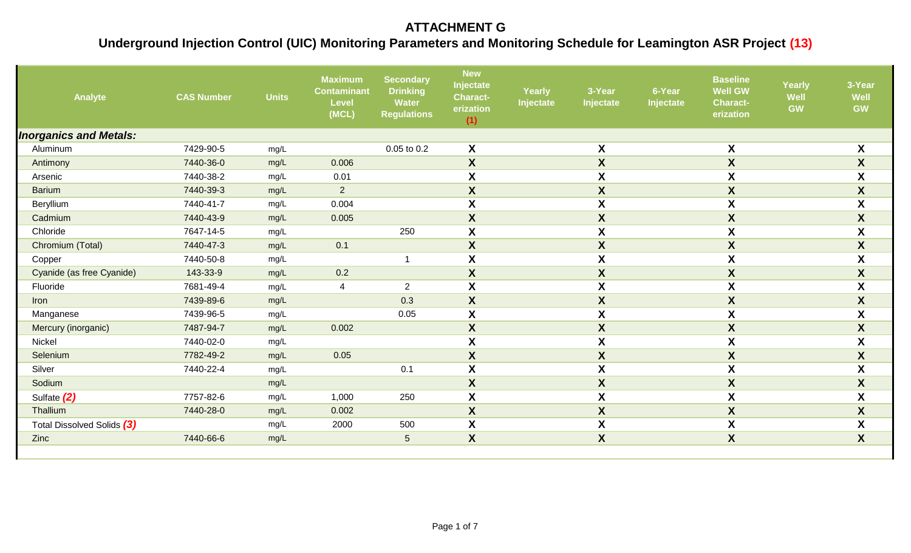# ATTACHMENT G

## Underground Injection Control (UIC) Monitoring Parameters and Monitoring Schedule for Leamington ASR Project (13)

| Analyte | CAS Number | Units | Maximum Contaminant Level (MCL) | Secondary Drinking Water Regulations | New Injectate Characterization (1) | Yearly Injectate | 3-Year Injectate | 6-Year Injectate | Baseline Well GW Characterization | Yearly Well GW | 3-Year Well GW |
|---|---|---|---|---|---|---|---|---|---|---|---|
| ***Inorganics and Metals:*** | | | | | | | | | | | |
| Aluminum | 7429-90-5 | mg/L | | 0.05 to 0.2 | X | | X | | X | | X |
| Antimony | 7440-36-0 | mg/L | 0.006 | | X | | X | | X | | X |
| Arsenic | 7440-38-2 | mg/L | 0.01 | | X | | X | | X | | X |
| Barium | 7440-39-3 | mg/L | 2 | | X | | X | | X | | X |
| Beryllium | 7440-41-7 | mg/L | 0.004 | | X | | X | | X | | X |
| Cadmium | 7440-43-9 | mg/L | 0.005 | | X | | X | | X | | X |
| Chloride | 7647-14-5 | mg/L | | 250 | X | | X | | X | | X |
| Chromium (Total) | 7440-47-3 | mg/L | 0.1 | | X | | X | | X | | X |
| Copper | 7440-50-8 | mg/L | | 1 | X | | X | | X | | X |
| Cyanide (as free Cyanide) | 143-33-9 | mg/L | 0.2 | | X | | X | | X | | X |
| Fluoride | 7681-49-4 | mg/L | 4 | 2 | X | | X | | X | | X |
| Iron | 7439-89-6 | mg/L | | 0.3 | X | | X | | X | | X |
| Manganese | 7439-96-5 | mg/L | | 0.05 | X | | X | | X | | X |
| Mercury (inorganic) | 7487-94-7 | mg/L | 0.002 | | X | | X | | X | | X |
| Nickel | 7440-02-0 | mg/L | | | X | | X | | X | | X |
| Selenium | 7782-49-2 | mg/L | 0.05 | | X | | X | | X | | X |
| Silver | 7440-22-4 | mg/L | | 0.1 | X | | X | | X | | X |
| Sodium | | mg/L | | | X | | X | | X | | X |
| Sulfate *(2)* | 7757-82-6 | mg/L | 1,000 | 250 | X | | X | | X | | X |
| Thallium | 7440-28-0 | mg/L | 0.002 | | X | | X | | X | | X |
| Total Dissolved Solids *(3)* | | mg/L | 2000 | 500 | X | | X | | X | | X |
| Zinc | 7440-66-6 | mg/L | | 5 | X | | X | | X | | X |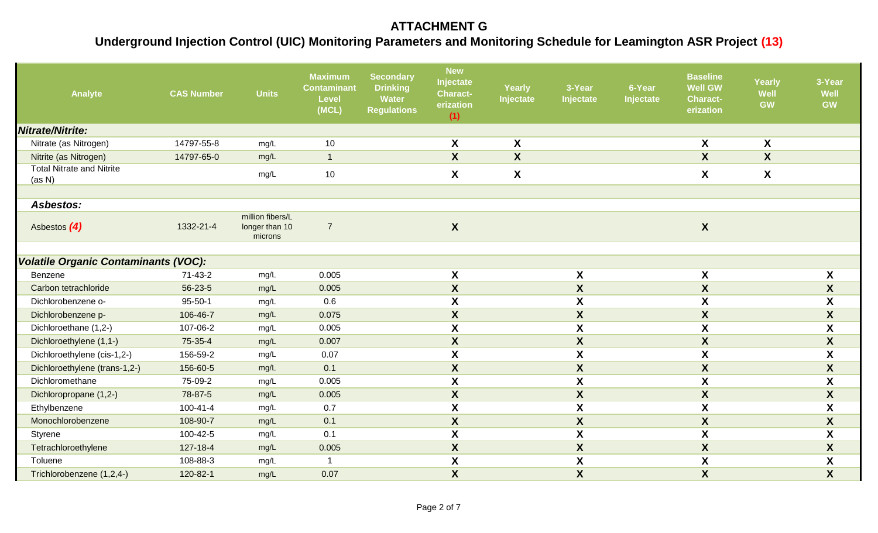# ATTACHMENT G

## Underground Injection Control (UIC) Monitoring Parameters and Monitoring Schedule for Leamington ASR Project (13)

| Analyte | CAS Number | Units | Maximum Contaminant Level (MCL) | Secondary Drinking Water Regulations | New Injectate Characterization (1) | Yearly Injectate | 3-Year Injectate | 6-Year Injectate | Baseline Well GW Characterization | Yearly Well GW | 3-Year Well GW |
|---|---|---|---|---|---|---|---|---|---|---|---|
| ***Nitrate/Nitrite:*** | | | | | | | | | | | |
| Nitrate (as Nitrogen) | 14797-55-8 | mg/L | 10 | | X | X | | | X | X | |
| Nitrite (as Nitrogen) | 14797-65-0 | mg/L | 1 | | X | X | | | X | X | |
| Total Nitrate and Nitrite (as N) | | mg/L | 10 | | X | X | | | X | X | |
| | | | | | | | | | | | |
| ***Asbestos:*** | | | | | | | | | | | |
| Asbestos (4) | 1332-21-4 | million fibers/L longer than 10 microns | 7 | | X | | | | X | | |
| | | | | | | | | | | | |
| ***Volatile Organic Contaminants (VOC):*** | | | | | | | | | | | |
| Benzene | 71-43-2 | mg/L | 0.005 | | X | | X | | X | | X |
| Carbon tetrachloride | 56-23-5 | mg/L | 0.005 | | X | | X | | X | | X |
| Dichlorobenzene o- | 95-50-1 | mg/L | 0.6 | | X | | X | | X | | X |
| Dichlorobenzene p- | 106-46-7 | mg/L | 0.075 | | X | | X | | X | | X |
| Dichloroethane (1,2-) | 107-06-2 | mg/L | 0.005 | | X | | X | | X | | X |
| Dichloroethylene (1,1-) | 75-35-4 | mg/L | 0.007 | | X | | X | | X | | X |
| Dichloroethylene (cis-1,2-) | 156-59-2 | mg/L | 0.07 | | X | | X | | X | | X |
| Dichloroethylene (trans-1,2-) | 156-60-5 | mg/L | 0.1 | | X | | X | | X | | X |
| Dichloromethane | 75-09-2 | mg/L | 0.005 | | X | | X | | X | | X |
| Dichloropropane (1,2-) | 78-87-5 | mg/L | 0.005 | | X | | X | | X | | X |
| Ethylbenzene | 100-41-4 | mg/L | 0.7 | | X | | X | | X | | X |
| Monochlorobenzene | 108-90-7 | mg/L | 0.1 | | X | | X | | X | | X |
| Styrene | 100-42-5 | mg/L | 0.1 | | X | | X | | X | | X |
| Tetrachloroethylene | 127-18-4 | mg/L | 0.005 | | X | | X | | X | | X |
| Toluene | 108-88-3 | mg/L | 1 | | X | | X | | X | | X |
| Trichlorobenzene (1,2,4-) | 120-82-1 | mg/L | 0.07 | | X | | X | | X | | X |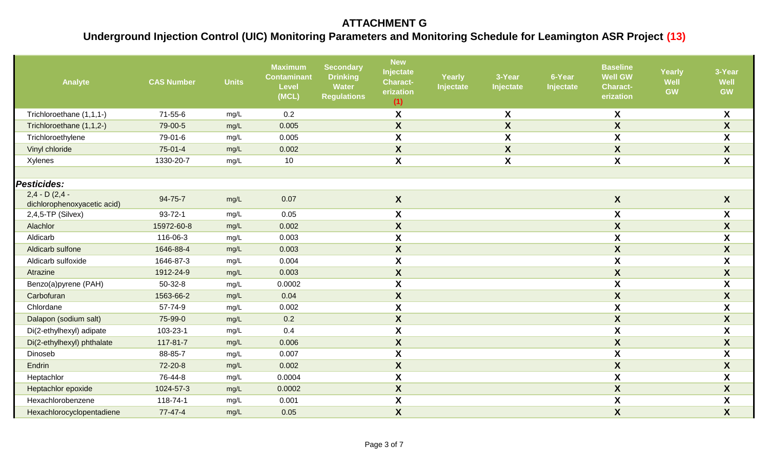## ATTACHMENT G

## Underground Injection Control (UIC) Monitoring Parameters and Monitoring Schedule for Leamington ASR Project (13)

| Analyte | CAS Number | Units | Maximum Contaminant Level (MCL) | Secondary Drinking Water Regulations | New Injectate Characterization (1) | Yearly Injectate | 3-Year Injectate | 6-Year Injectate | Baseline Well GW Characterization | Yearly Well GW | 3-Year Well GW |
|---|---|---|---|---|---|---|---|---|---|---|---|
| Trichloroethane (1,1,1-) | 71-55-6 | mg/L | 0.2 | | X | | X | | X | | X |
| Trichloroethane (1,1,2-) | 79-00-5 | mg/L | 0.005 | | X | | X | | X | | X |
| Trichloroethylene | 79-01-6 | mg/L | 0.005 | | X | | X | | X | | X |
| Vinyl chloride | 75-01-4 | mg/L | 0.002 | | X | | X | | X | | X |
| Xylenes | 1330-20-7 | mg/L | 10 | | X | | X | | X | | X |
| | | | | | | | | | | | |
| ***Pesticides:*** | | | | | | | | | | | |
| 2,4 - D (2,4 - dichlorophenoxyacetic acid) | 94-75-7 | mg/L | 0.07 | | X | | | | X | | X |
| 2,4,5-TP (Silvex) | 93-72-1 | mg/L | 0.05 | | X | | | | X | | X |
| Alachlor | 15972-60-8 | mg/L | 0.002 | | X | | | | X | | X |
| Aldicarb | 116-06-3 | mg/L | 0.003 | | X | | | | X | | X |
| Aldicarb sulfone | 1646-88-4 | mg/L | 0.003 | | X | | | | X | | X |
| Aldicarb sulfoxide | 1646-87-3 | mg/L | 0.004 | | X | | | | X | | X |
| Atrazine | 1912-24-9 | mg/L | 0.003 | | X | | | | X | | X |
| Benzo(a)pyrene (PAH) | 50-32-8 | mg/L | 0.0002 | | X | | | | X | | X |
| Carbofuran | 1563-66-2 | mg/L | 0.04 | | X | | | | X | | X |
| Chlordane | 57-74-9 | mg/L | 0.002 | | X | | | | X | | X |
| Dalapon (sodium salt) | 75-99-0 | mg/L | 0.2 | | X | | | | X | | X |
| Di(2-ethylhexyl) adipate | 103-23-1 | mg/L | 0.4 | | X | | | | X | | X |
| Di(2-ethylhexyl) phthalate | 117-81-7 | mg/L | 0.006 | | X | | | | X | | X |
| Dinoseb | 88-85-7 | mg/L | 0.007 | | X | | | | X | | X |
| Endrin | 72-20-8 | mg/L | 0.002 | | X | | | | X | | X |
| Heptachlor | 76-44-8 | mg/L | 0.0004 | | X | | | | X | | X |
| Heptachlor epoxide | 1024-57-3 | mg/L | 0.0002 | | X | | | | X | | X |
| Hexachlorobenzene | 118-74-1 | mg/L | 0.001 | | X | | | | X | | X |
| Hexachlorocyclopentadiene | 77-47-4 | mg/L | 0.05 | | X | | | | X | | X |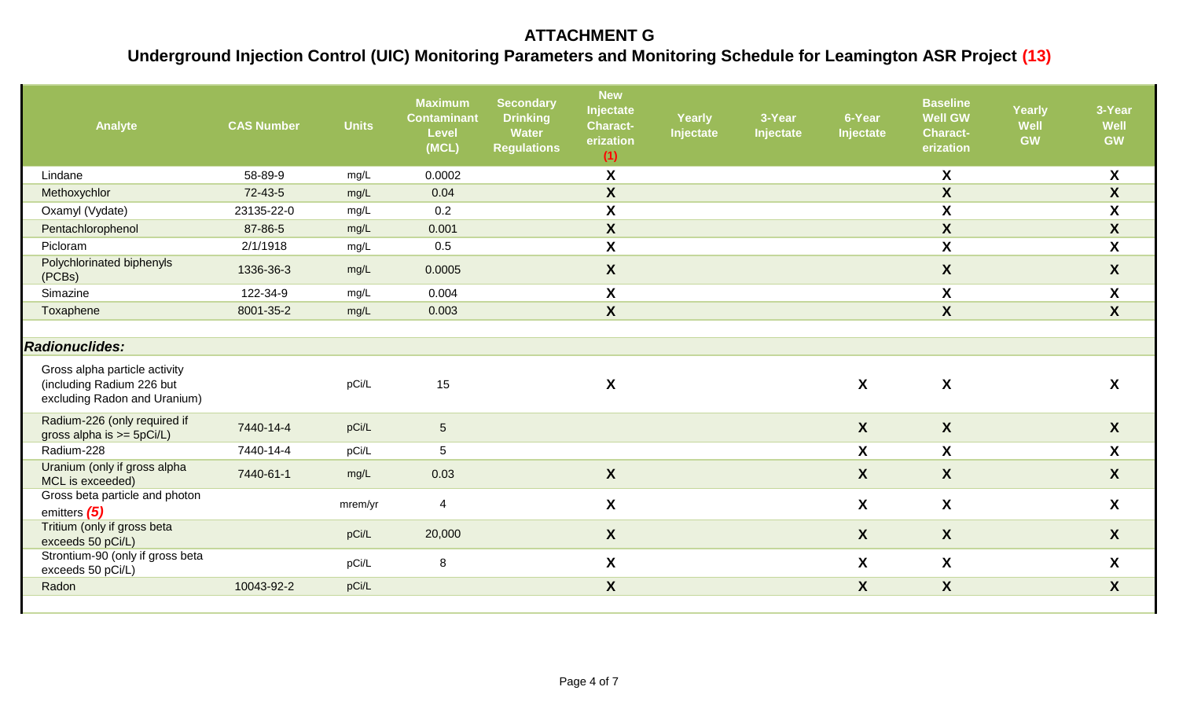**ATTACHMENT G**

**Underground Injection Control (UIC) Monitoring Parameters and Monitoring Schedule for Leamington ASR Project (13)**

| Analyte | CAS Number | Units | Maximum Contaminant Level (MCL) | Secondary Drinking Water Regulations | New Injectate Characterization (1) | Yearly Injectate | 3-Year Injectate | 6-Year Injectate | Baseline Well GW Characterization | Yearly Well GW | 3-Year Well GW |
|---|---|---|---|---|---|---|---|---|---|---|---|
| Lindane | 58-89-9 | mg/L | 0.0002 | | X | | | | X | | X |
| Methoxychlor | 72-43-5 | mg/L | 0.04 | | X | | | | X | | X |
| Oxamyl (Vydate) | 23135-22-0 | mg/L | 0.2 | | X | | | | X | | X |
| Pentachlorophenol | 87-86-5 | mg/L | 0.001 | | X | | | | X | | X |
| Picloram | 2/1/1918 | mg/L | 0.5 | | X | | | | X | | X |
| Polychlorinated biphenyls (PCBs) | 1336-36-3 | mg/L | 0.0005 | | X | | | | X | | X |
| Simazine | 122-34-9 | mg/L | 0.004 | | X | | | | X | | X |
| Toxaphene | 8001-35-2 | mg/L | 0.003 | | X | | | | X | | X |
| | | | | | | | | | | | |
| ***Radionuclides:*** | | | | | | | | | | | |
| Gross alpha particle activity (including Radium 226 but excluding Radon and Uranium) | | pCi/L | 15 | | X | | | X | X | | X |
| Radium-226 (only required if gross alpha is >= 5pCi/L) | 7440-14-4 | pCi/L | 5 | | | | | X | X | | X |
| Radium-228 | 7440-14-4 | pCi/L | 5 | | | | | X | X | | X |
| Uranium (only if gross alpha MCL is exceeded) | 7440-61-1 | mg/L | 0.03 | | X | | | X | X | | X |
| Gross beta particle and photon emitters *(5)* | | mrem/yr | 4 | | X | | | X | X | | X |
| Tritium (only if gross beta exceeds 50 pCi/L) | | pCi/L | 20,000 | | X | | | X | X | | X |
| Strontium-90 (only if gross beta exceeds 50 pCi/L) | | pCi/L | 8 | | X | | | X | X | | X |
| Radon | 10043-92-2 | pCi/L | | | X | | | X | X | | X |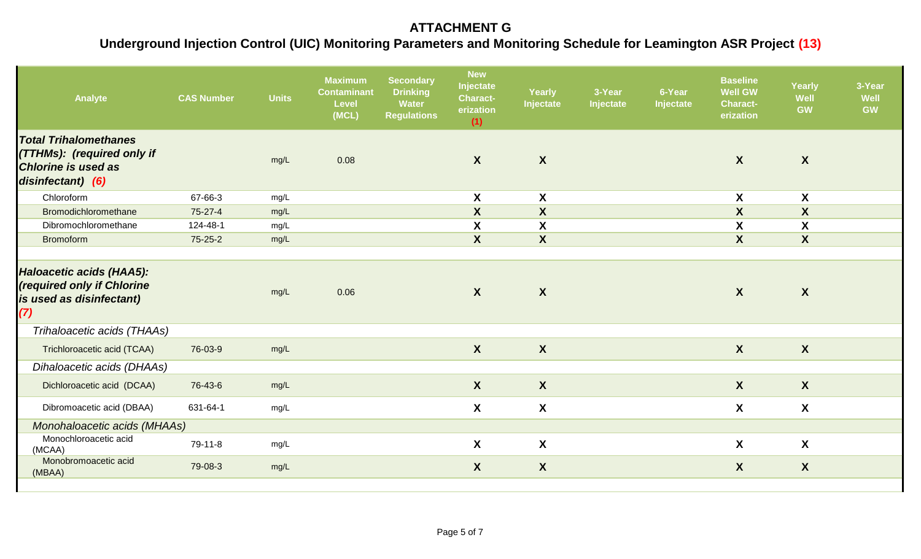# ATTACHMENT G

## Underground Injection Control (UIC) Monitoring Parameters and Monitoring Schedule for Leamington ASR Project (13)

| Analyte | CAS Number | Units | Maximum Contaminant Level (MCL) | Secondary Drinking Water Regulations | New Injectate Characterization (1) | Yearly Injectate | 3-Year Injectate | 6-Year Injectate | Baseline Well GW Characterization | Yearly Well GW | 3-Year Well GW |
|---|---|---|---|---|---|---|---|---|---|---|---|
| ***Total Trihalomethanes (TTHMs): (required only if Chlorine is used as disinfectant) (6)*** | | mg/L | 0.08 | | X | X | | | X | X | |
| Chloroform | 67-66-3 | mg/L | | | X | X | | | X | X | |
| Bromodichloromethane | 75-27-4 | mg/L | | | X | X | | | X | X | |
| Dibromochloromethane | 124-48-1 | mg/L | | | X | X | | | X | X | |
| Bromoform | 75-25-2 | mg/L | | | X | X | | | X | X | |
| | | | | | | | | | | | |
| ***Haloacetic acids (HAA5): (required only if Chlorine is used as disinfectant) (7)*** | | mg/L | 0.06 | | X | X | | | X | X | |
| *Trihaloacetic acids (THAAs)* | | | | | | | | | | | |
| Trichloroacetic acid (TCAA) | 76-03-9 | mg/L | | | X | X | | | X | X | |
| *Dihaloacetic acids (DHAAs)* | | | | | | | | | | | |
| Dichloroacetic acid (DCAA) | 76-43-6 | mg/L | | | X | X | | | X | X | |
| Dibromoacetic acid (DBAA) | 631-64-1 | mg/L | | | X | X | | | X | X | |
| *Monohaloacetic acids (MHAAs)* | | | | | | | | | | | |
| Monochloroacetic acid (MCAA) | 79-11-8 | mg/L | | | X | X | | | X | X | |
| Monobromoacetic acid (MBAA) | 79-08-3 | mg/L | | | X | X | | | X | X | |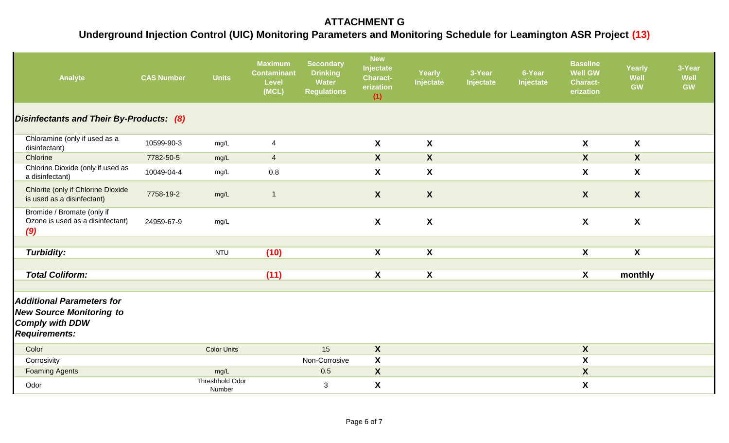# ATTACHMENT G

## Underground Injection Control (UIC) Monitoring Parameters and Monitoring Schedule for Leamington ASR Project (13)

| Analyte | CAS Number | Units | Maximum Contaminant Level (MCL) | Secondary Drinking Water Regulations | New Injectate Charact-erization (1) | Yearly Injectate | 3-Year Injectate | 6-Year Injectate | Baseline Well GW Charact-erization | Yearly Well GW | 3-Year Well GW |
|---|---|---|---|---|---|---|---|---|---|---|---|
| ***Disinfectants and Their By-Products: (8)*** | | | | | | | | | | | |
| Chloramine (only if used as a disinfectant) | 10599-90-3 | mg/L | 4 | | X | X | | | X | X | |
| Chlorine | 7782-50-5 | mg/L | 4 | | X | X | | | X | X | |
| Chlorine Dioxide (only if used as a disinfectant) | 10049-04-4 | mg/L | 0.8 | | X | X | | | X | X | |
| Chlorite (only if Chlorine Dioxide is used as a disinfectant) | 7758-19-2 | mg/L | 1 | | X | X | | | X | X | |
| Bromide / Bromate (only if Ozone is used as a disinfectant) *(9)* | 24959-67-9 | mg/L | | | X | X | | | X | X | |
| ***Turbidity:*** | | NTU | (10) | | X | X | | | X | X | |
| ***Total Coliform:*** | | | (11) | | X | X | | | X | monthly | |
| ***Additional Parameters for New Source Monitoring to Comply with DDW Requirements:*** | | | | | | | | | | | |
| Color | | Color Units | | 15 | X | | | | X | | |
| Corrosivity | | | | Non-Corrosive | X | | | | X | | |
| Foaming Agents | | mg/L | | 0.5 | X | | | | X | | |
| Odor | | Threshhold Odor Number | | 3 | X | | | | X | | |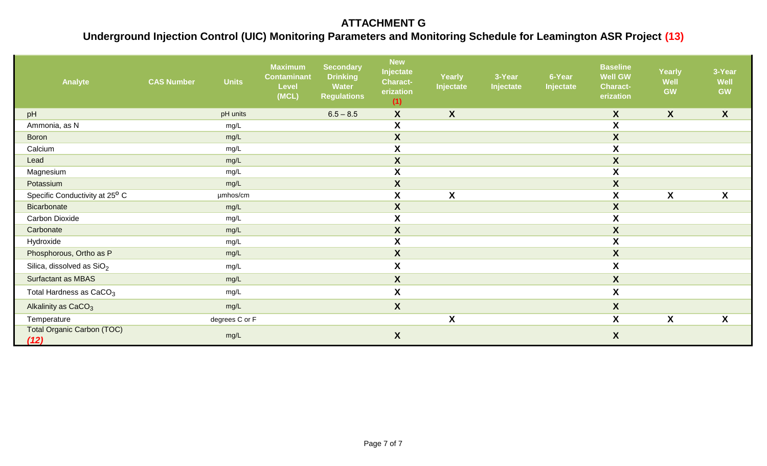# ATTACHMENT G

## Underground Injection Control (UIC) Monitoring Parameters and Monitoring Schedule for Leamington ASR Project (13)

| Analyte | CAS Number | Units | Maximum Contaminant Level (MCL) | Secondary Drinking Water Regulations | New Injectate Characterization (1) | Yearly Injectate | 3-Year Injectate | 6-Year Injectate | Baseline Well GW Characterization | Yearly Well GW | 3-Year Well GW |
|---|---|---|---|---|---|---|---|---|---|---|---|
| pH | | pH units | | 6.5 – 8.5 | X | X | | | X | X | X |
| Ammonia, as N | | mg/L | | | X | | | | X | | |
| Boron | | mg/L | | | X | | | | X | | |
| Calcium | | mg/L | | | X | | | | X | | |
| Lead | | mg/L | | | X | | | | X | | |
| Magnesium | | mg/L | | | X | | | | X | | |
| Potassium | | mg/L | | | X | | | | X | | |
| Specific Conductivity at 25° C | | µmhos/cm | | | X | X | | | X | X | X |
| Bicarbonate | | mg/L | | | X | | | | X | | |
| Carbon Dioxide | | mg/L | | | X | | | | X | | |
| Carbonate | | mg/L | | | X | | | | X | | |
| Hydroxide | | mg/L | | | X | | | | X | | |
| Phosphorous, Ortho as P | | mg/L | | | X | | | | X | | |
| Silica, dissolved as $SiO_2$ | | mg/L | | | X | | | | X | | |
| Surfactant as MBAS | | mg/L | | | X | | | | X | | |
| Total Hardness as $CaCO_3$ | | mg/L | | | X | | | | X | | |
| Alkalinity as $CaCO_3$ | | mg/L | | | X | | | | X | | |
| Temperature | | degrees C or F | | | | X | | | X | X | X |
| Total Organic Carbon (TOC) *(12)* | | mg/L | | | X | | | | X | | |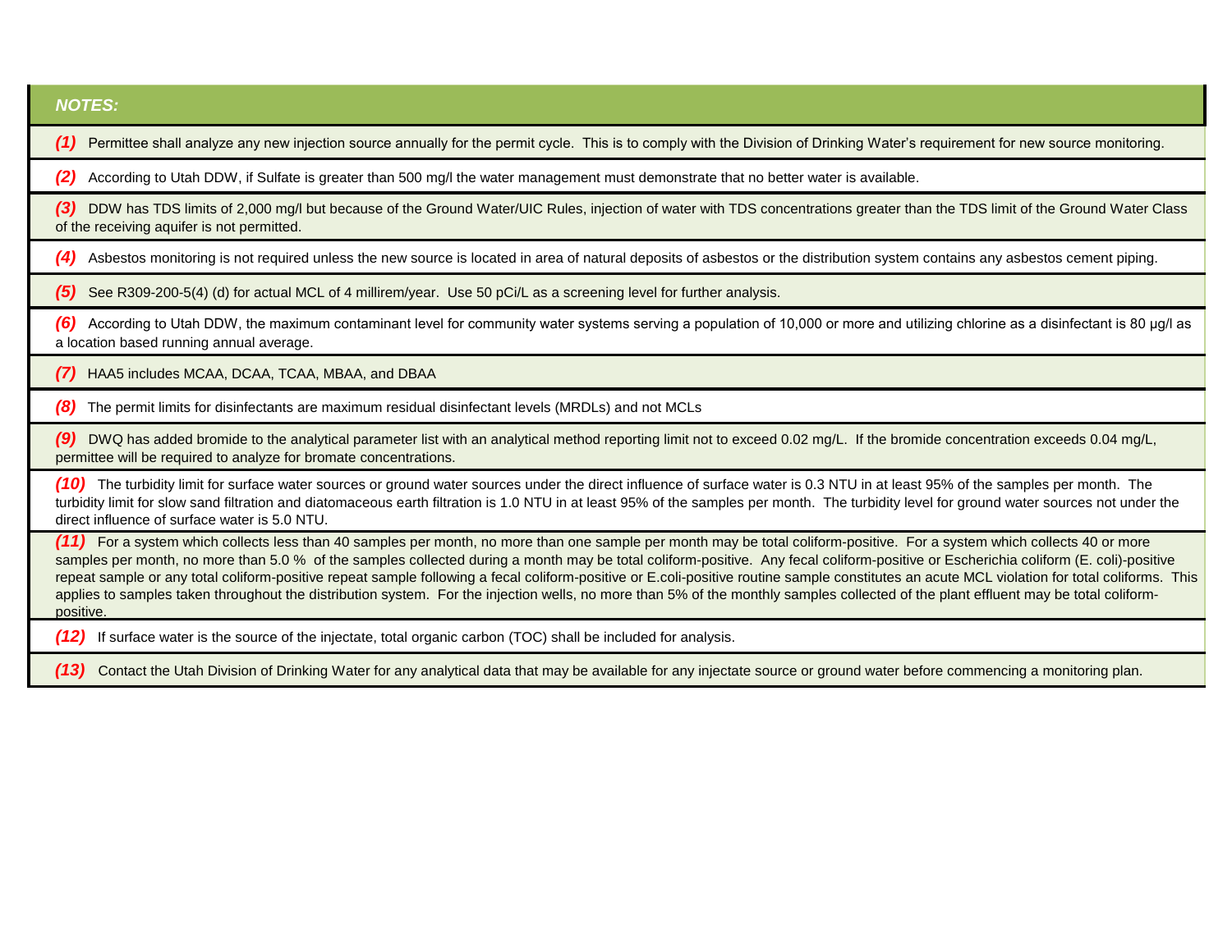***NOTES:***

***(1)*** Permittee shall analyze any new injection source annually for the permit cycle. This is to comply with the Division of Drinking Water's requirement for new source monitoring.

***(2)*** According to Utah DDW, if Sulfate is greater than 500 mg/l the water management must demonstrate that no better water is available.

***(3)*** DDW has TDS limits of 2,000 mg/l but because of the Ground Water/UIC Rules, injection of water with TDS concentrations greater than the TDS limit of the Ground Water Class of the receiving aquifer is not permitted.

***(4)*** Asbestos monitoring is not required unless the new source is located in area of natural deposits of asbestos or the distribution system contains any asbestos cement piping.

***(5)*** See R309-200-5(4) (d) for actual MCL of 4 millirem/year. Use 50 pCi/L as a screening level for further analysis.

***(6)*** According to Utah DDW, the maximum contaminant level for community water systems serving a population of 10,000 or more and utilizing chlorine as a disinfectant is 80 µg/l as a location based running annual average.

***(7)*** HAA5 includes MCAA, DCAA, TCAA, MBAA, and DBAA

***(8)*** The permit limits for disinfectants are maximum residual disinfectant levels (MRDLs) and not MCLs

***(9)*** DWQ has added bromide to the analytical parameter list with an analytical method reporting limit not to exceed 0.02 mg/L. If the bromide concentration exceeds 0.04 mg/L, permittee will be required to analyze for bromate concentrations.

***(10)*** The turbidity limit for surface water sources or ground water sources under the direct influence of surface water is 0.3 NTU in at least 95% of the samples per month. The turbidity limit for slow sand filtration and diatomaceous earth filtration is 1.0 NTU in at least 95% of the samples per month. The turbidity level for ground water sources not under the direct influence of surface water is 5.0 NTU.

***(11)*** For a system which collects less than 40 samples per month, no more than one sample per month may be total coliform-positive. For a system which collects 40 or more samples per month, no more than 5.0 % of the samples collected during a month may be total coliform-positive. Any fecal coliform-positive or Escherichia coliform (E. coli)-positive repeat sample or any total coliform-positive repeat sample following a fecal coliform-positive or E.coli-positive routine sample constitutes an acute MCL violation for total coliforms. This applies to samples taken throughout the distribution system. For the injection wells, no more than 5% of the monthly samples collected of the plant effluent may be total coliform-positive.

***(12)*** If surface water is the source of the injectate, total organic carbon (TOC) shall be included for analysis.

***(13)*** Contact the Utah Division of Drinking Water for any analytical data that may be available for any injectate source or ground water before commencing a monitoring plan.